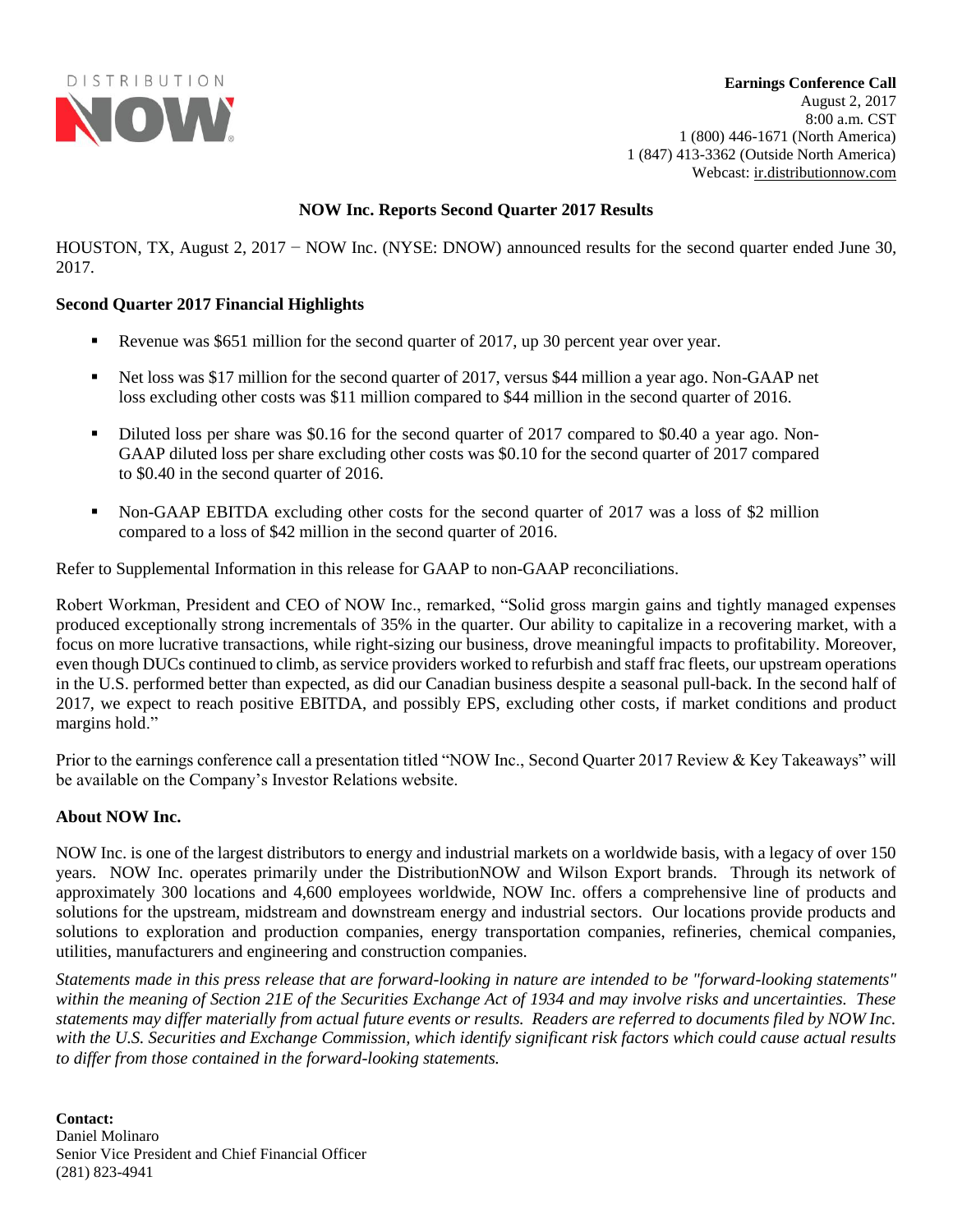DISTRIBUTION NOW

**Earnings Conference Call**
August 2, 2017
8:00 a.m. CST
1 (800) 446-1671 (North America)
1 (847) 413-3362 (Outside North America)
Webcast: ir.distributionnow.com

# NOW Inc. Reports Second Quarter 2017 Results

HOUSTON, TX, August 2, 2017 − NOW Inc. (NYSE: DNOW) announced results for the second quarter ended June 30, 2017.

## Second Quarter 2017 Financial Highlights

- Revenue was $651 million for the second quarter of 2017, up 30 percent year over year.
- Net loss was $17 million for the second quarter of 2017, versus $44 million a year ago. Non-GAAP net loss excluding other costs was $11 million compared to $44 million in the second quarter of 2016.
- Diluted loss per share was $0.16 for the second quarter of 2017 compared to $0.40 a year ago. Non-GAAP diluted loss per share excluding other costs was $0.10 for the second quarter of 2017 compared to $0.40 in the second quarter of 2016.
- Non-GAAP EBITDA excluding other costs for the second quarter of 2017 was a loss of $2 million compared to a loss of $42 million in the second quarter of 2016.

Refer to Supplemental Information in this release for GAAP to non-GAAP reconciliations.

Robert Workman, President and CEO of NOW Inc., remarked, "Solid gross margin gains and tightly managed expenses produced exceptionally strong incrementals of 35% in the quarter. Our ability to capitalize in a recovering market, with a focus on more lucrative transactions, while right-sizing our business, drove meaningful impacts to profitability. Moreover, even though DUCs continued to climb, as service providers worked to refurbish and staff frac fleets, our upstream operations in the U.S. performed better than expected, as did our Canadian business despite a seasonal pull-back. In the second half of 2017, we expect to reach positive EBITDA, and possibly EPS, excluding other costs, if market conditions and product margins hold."

Prior to the earnings conference call a presentation titled "NOW Inc., Second Quarter 2017 Review & Key Takeaways" will be available on the Company's Investor Relations website.

## About NOW Inc.

NOW Inc. is one of the largest distributors to energy and industrial markets on a worldwide basis, with a legacy of over 150 years. NOW Inc. operates primarily under the DistributionNOW and Wilson Export brands. Through its network of approximately 300 locations and 4,600 employees worldwide, NOW Inc. offers a comprehensive line of products and solutions for the upstream, midstream and downstream energy and industrial sectors. Our locations provide products and solutions to exploration and production companies, energy transportation companies, refineries, chemical companies, utilities, manufacturers and engineering and construction companies.

*Statements made in this press release that are forward-looking in nature are intended to be "forward-looking statements" within the meaning of Section 21E of the Securities Exchange Act of 1934 and may involve risks and uncertainties. These statements may differ materially from actual future events or results. Readers are referred to documents filed by NOW Inc. with the U.S. Securities and Exchange Commission, which identify significant risk factors which could cause actual results to differ from those contained in the forward-looking statements.*

**Contact:**
Daniel Molinaro
Senior Vice President and Chief Financial Officer
(281) 823-4941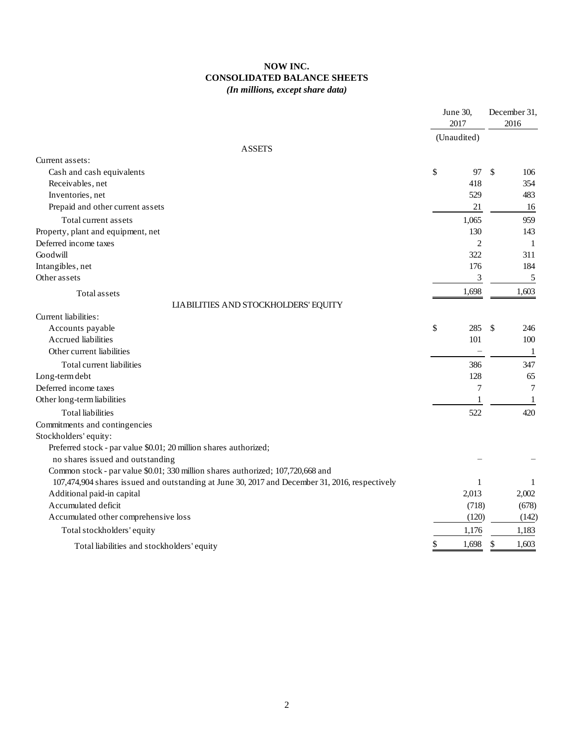# NOW INC.
## CONSOLIDATED BALANCE SHEETS
### *(In millions, except share data)*

| | June 30, 2017 | December 31, 2016 |
|---|---|---|
| | (Unaudited) | |
| **ASSETS** | | |
| Current assets: | | |
| Cash and cash equivalents | $ 97 | $ 106 |
| Receivables, net | 418 | 354 |
| Inventories, net | 529 | 483 |
| Prepaid and other current assets | 21 | 16 |
| Total current assets | 1,065 | 959 |
| Property, plant and equipment, net | 130 | 143 |
| Deferred income taxes | 2 | 1 |
| Goodwill | 322 | 311 |
| Intangibles, net | 176 | 184 |
| Other assets | 3 | 5 |
| Total assets | 1,698 | 1,603 |
| **LIABILITIES AND STOCKHOLDERS' EQUITY** | | |
| Current liabilities: | | |
| Accounts payable | $ 285 | $ 246 |
| Accrued liabilities | 101 | 100 |
| Other current liabilities | – | 1 |
| Total current liabilities | 386 | 347 |
| Long-term debt | 128 | 65 |
| Deferred income taxes | 7 | 7 |
| Other long-term liabilities | 1 | 1 |
| Total liabilities | 522 | 420 |
| Commitments and contingencies | | |
| Stockholders' equity: | | |
| Preferred stock - par value $0.01; 20 million shares authorized; no shares issued and outstanding | – | – |
| Common stock - par value $0.01; 330 million shares authorized; 107,720,668 and 107,474,904 shares issued and outstanding at June 30, 2017 and December 31, 2016, respectively | 1 | 1 |
| Additional paid-in capital | 2,013 | 2,002 |
| Accumulated deficit | (718) | (678) |
| Accumulated other comprehensive loss | (120) | (142) |
| Total stockholders' equity | 1,176 | 1,183 |
| Total liabilities and stockholders' equity | $ 1,698 | $ 1,603 |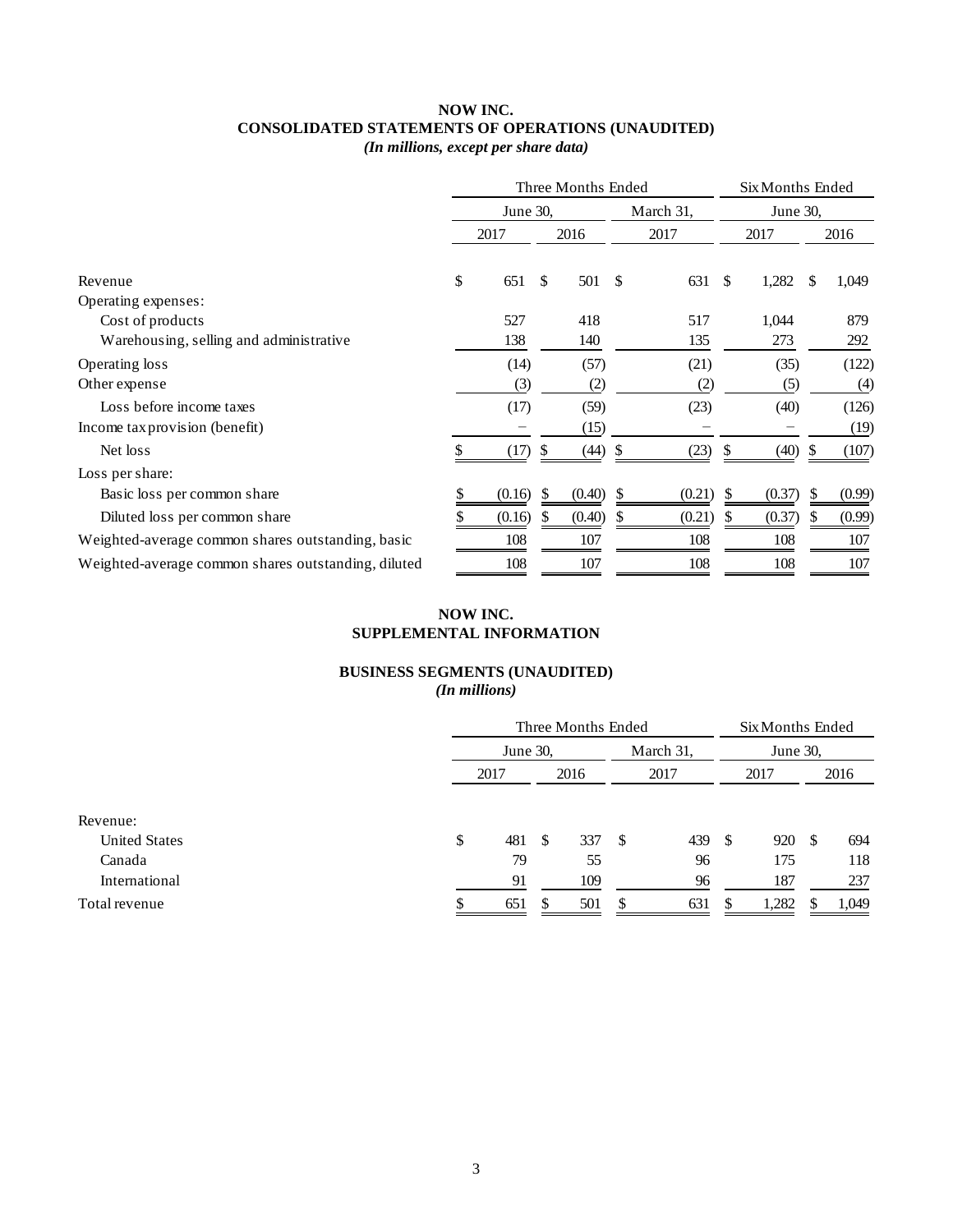# NOW INC.
## CONSOLIDATED STATEMENTS OF OPERATIONS (UNAUDITED)
*(In millions, except per share data)*

| | Three Months Ended | | | Six Months Ended | |
|---|---|---|---|---|---|
| | June 30, | | March 31, | June 30, | |
| | 2017 | 2016 | 2017 | 2017 | 2016 |
| Revenue | $ 651 | $ 501 | $ 631 | $ 1,282 | $ 1,049 |
| Operating expenses: | | | | | |
| Cost of products | 527 | 418 | 517 | 1,044 | 879 |
| Warehousing, selling and administrative | 138 | 140 | 135 | 273 | 292 |
| Operating loss | (14) | (57) | (21) | (35) | (122) |
| Other expense | (3) | (2) | (2) | (5) | (4) |
| Loss before income taxes | (17) | (59) | (23) | (40) | (126) |
| Income tax provision (benefit) | – | (15) | – | – | (19) |
| Net loss | $ (17) | $ (44) | $ (23) | $ (40) | $ (107) |
| Loss per share: | | | | | |
| Basic loss per common share | $ (0.16) | $ (0.40) | $ (0.21) | $ (0.37) | $ (0.99) |
| Diluted loss per common share | $ (0.16) | $ (0.40) | $ (0.21) | $ (0.37) | $ (0.99) |
| Weighted-average common shares outstanding, basic | 108 | 107 | 108 | 108 | 107 |
| Weighted-average common shares outstanding, diluted | 108 | 107 | 108 | 108 | 107 |

# NOW INC.
## SUPPLEMENTAL INFORMATION

### BUSINESS SEGMENTS (UNAUDITED)
*(In millions)*

| | Three Months Ended | | | Six Months Ended | |
|---|---|---|---|---|---|
| | June 30, | | March 31, | June 30, | |
| | 2017 | 2016 | 2017 | 2017 | 2016 |
| Revenue: | | | | | |
| United States | $ 481 | $ 337 | $ 439 | $ 920 | $ 694 |
| Canada | 79 | 55 | 96 | 175 | 118 |
| International | 91 | 109 | 96 | 187 | 237 |
| Total revenue | $ 651 | $ 501 | $ 631 | $ 1,282 | $ 1,049 |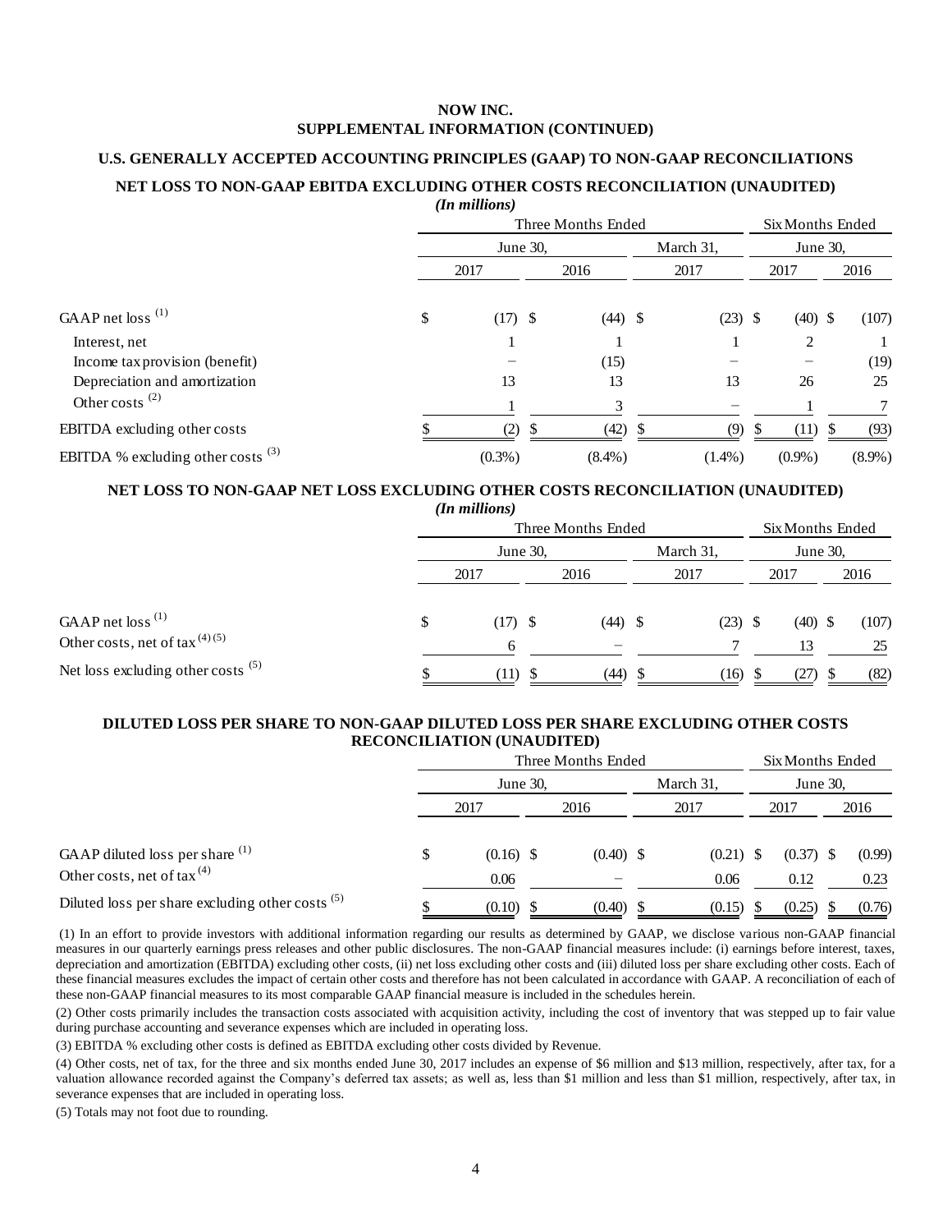**NOW INC.**
**SUPPLEMENTAL INFORMATION (CONTINUED)**

**U.S. GENERALLY ACCEPTED ACCOUNTING PRINCIPLES (GAAP) TO NON-GAAP RECONCILIATIONS**

**NET LOSS TO NON-GAAP EBITDA EXCLUDING OTHER COSTS RECONCILIATION (UNAUDITED)**

*(In millions)*

| | Three Months Ended | | | Six Months Ended | |
|---|---|---|---|---|---|
| | June 30, | | March 31, | June 30, | |
| | 2017 | 2016 | 2017 | 2017 | 2016 |
| GAAP net loss [(1)] | $ (17) | $ (44) | $ (23) | $ (40) | $ (107) |
| Interest, net | 1 | 1 | 1 | 2 | 1 |
| Income tax provision (benefit) | − | (15) | − | − | (19) |
| Depreciation and amortization | 13 | 13 | 13 | 26 | 25 |
| Other costs [(2)] | 1 | 3 | − | 1 | 7 |
| EBITDA excluding other costs | $ (2) | $ (42) | $ (9) | $ (11) | $ (93) |
| EBITDA % excluding other costs [(3)] | (0.3%) | (8.4%) | (1.4%) | (0.9%) | (8.9%) |

**NET LOSS TO NON-GAAP NET LOSS EXCLUDING OTHER COSTS RECONCILIATION (UNAUDITED)**

*(In millions)*

| | Three Months Ended | | | Six Months Ended | |
|---|---|---|---|---|---|
| | June 30, | | March 31, | June 30, | |
| | 2017 | 2016 | 2017 | 2017 | 2016 |
| GAAP net loss [(1)] | $ (17) | $ (44) | $ (23) | $ (40) | $ (107) |
| Other costs, net of tax [(4)(5)] | 6 | − | 7 | 13 | 25 |
| Net loss excluding other costs [(5)] | $ (11) | $ (44) | $ (16) | $ (27) | $ (82) |

**DILUTED LOSS PER SHARE TO NON-GAAP DILUTED LOSS PER SHARE EXCLUDING OTHER COSTS RECONCILIATION (UNAUDITED)**

| | Three Months Ended | | | Six Months Ended | |
|---|---|---|---|---|---|
| | June 30, | | March 31, | June 30, | |
| | 2017 | 2016 | 2017 | 2017 | 2016 |
| GAAP diluted loss per share [(1)] | $ (0.16) | $ (0.40) | $ (0.21) | $ (0.37) | $ (0.99) |
| Other costs, net of tax [(4)] | 0.06 | − | 0.06 | 0.12 | 0.23 |
| Diluted loss per share excluding other costs [(5)] | $ (0.10) | $ (0.40) | $ (0.15) | $ (0.25) | $ (0.76) |

(1) In an effort to provide investors with additional information regarding our results as determined by GAAP, we disclose various non-GAAP financial measures in our quarterly earnings press releases and other public disclosures. The non-GAAP financial measures include: (i) earnings before interest, taxes, depreciation and amortization (EBITDA) excluding other costs, (ii) net loss excluding other costs and (iii) diluted loss per share excluding other costs. Each of these financial measures excludes the impact of certain other costs and therefore has not been calculated in accordance with GAAP. A reconciliation of each of these non-GAAP financial measures to its most comparable GAAP financial measure is included in the schedules herein.

(2) Other costs primarily includes the transaction costs associated with acquisition activity, including the cost of inventory that was stepped up to fair value during purchase accounting and severance expenses which are included in operating loss.

(3) EBITDA % excluding other costs is defined as EBITDA excluding other costs divided by Revenue.

(4) Other costs, net of tax, for the three and six months ended June 30, 2017 includes an expense of $6 million and $13 million, respectively, after tax, for a valuation allowance recorded against the Company's deferred tax assets; as well as, less than $1 million and less than $1 million, respectively, after tax, in severance expenses that are included in operating loss.

(5) Totals may not foot due to rounding.